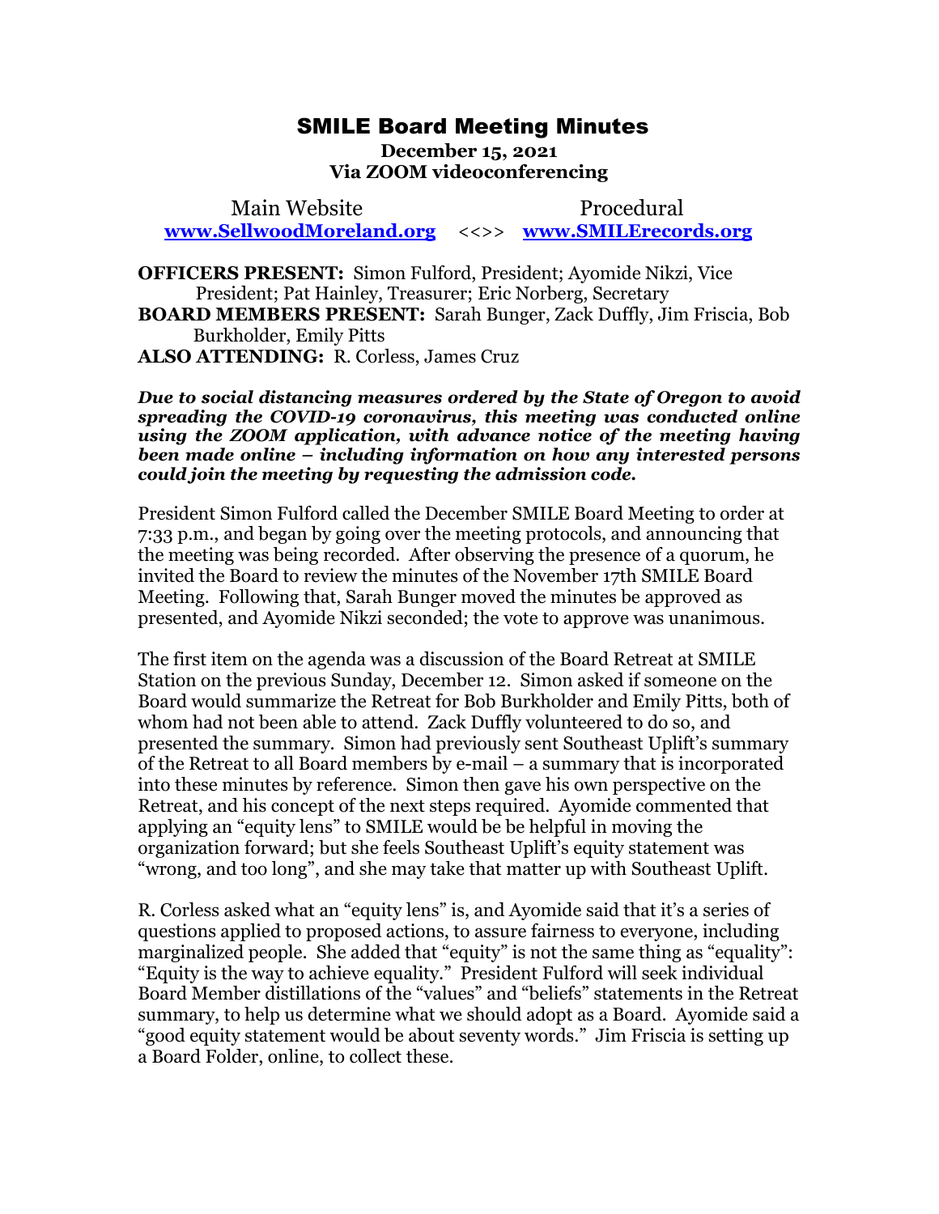# SMILE Board Meeting Minutes

**December 15, 2021**
**Via ZOOM videoconferencing**

Main Website **www.SellwoodMoreland.org** <<>> Procedural **www.SMILErecords.org**

**OFFICERS PRESENT:** Simon Fulford, President; Ayomide Nikzi, Vice President; Pat Hainley, Treasurer; Eric Norberg, Secretary
**BOARD MEMBERS PRESENT:** Sarah Bunger, Zack Duffly, Jim Friscia, Bob Burkholder, Emily Pitts
**ALSO ATTENDING:** R. Corless, James Cruz

***Due to social distancing measures ordered by the State of Oregon to avoid spreading the COVID-19 coronavirus, this meeting was conducted online using the ZOOM application, with advance notice of the meeting having been made online – including information on how any interested persons could join the meeting by requesting the admission code.***

President Simon Fulford called the December SMILE Board Meeting to order at 7:33 p.m., and began by going over the meeting protocols, and announcing that the meeting was being recorded. After observing the presence of a quorum, he invited the Board to review the minutes of the November 17th SMILE Board Meeting. Following that, Sarah Bunger moved the minutes be approved as presented, and Ayomide Nikzi seconded; the vote to approve was unanimous.

The first item on the agenda was a discussion of the Board Retreat at SMILE Station on the previous Sunday, December 12. Simon asked if someone on the Board would summarize the Retreat for Bob Burkholder and Emily Pitts, both of whom had not been able to attend. Zack Duffly volunteered to do so, and presented the summary. Simon had previously sent Southeast Uplift's summary of the Retreat to all Board members by e-mail – a summary that is incorporated into these minutes by reference. Simon then gave his own perspective on the Retreat, and his concept of the next steps required. Ayomide commented that applying an "equity lens" to SMILE would be be helpful in moving the organization forward; but she feels Southeast Uplift's equity statement was "wrong, and too long", and she may take that matter up with Southeast Uplift.

R. Corless asked what an "equity lens" is, and Ayomide said that it's a series of questions applied to proposed actions, to assure fairness to everyone, including marginalized people. She added that "equity" is not the same thing as "equality": "Equity is the way to achieve equality." President Fulford will seek individual Board Member distillations of the "values" and "beliefs" statements in the Retreat summary, to help us determine what we should adopt as a Board. Ayomide said a "good equity statement would be about seventy words." Jim Friscia is setting up a Board Folder, online, to collect these.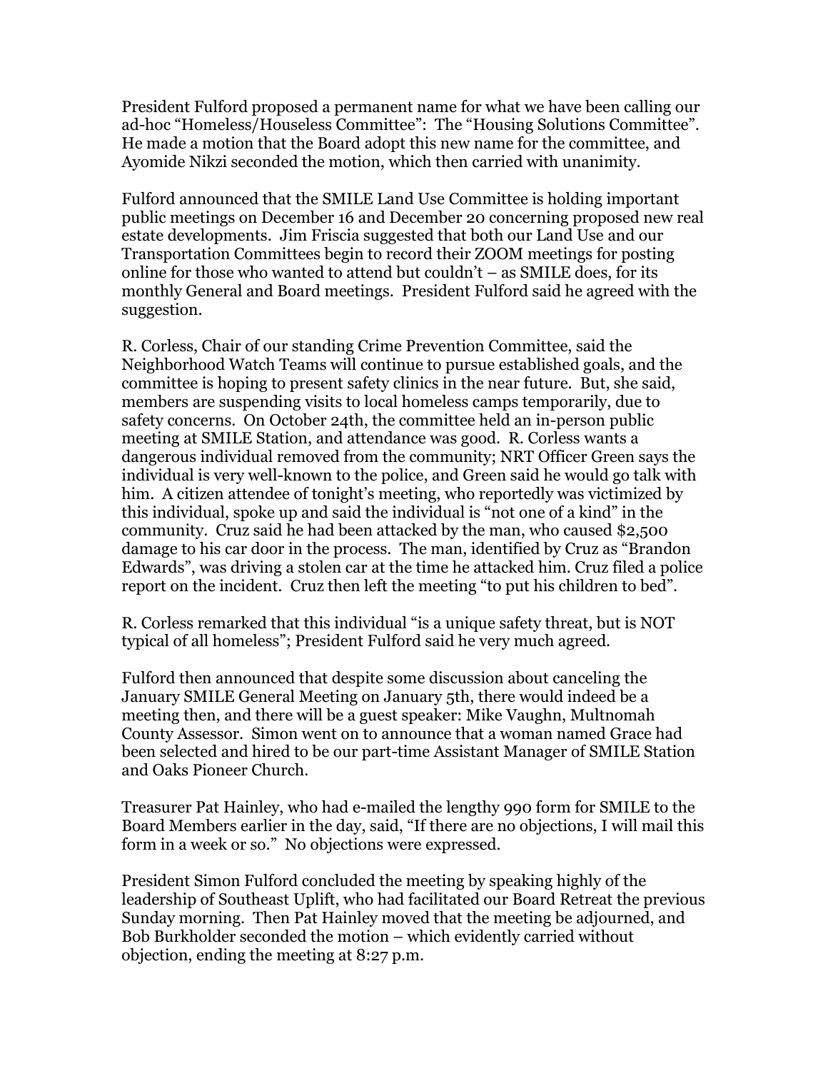President Fulford proposed a permanent name for what we have been calling our ad-hoc "Homeless/Houseless Committee": The "Housing Solutions Committee". He made a motion that the Board adopt this new name for the committee, and Ayomide Nikzi seconded the motion, which then carried with unanimity.

Fulford announced that the SMILE Land Use Committee is holding important public meetings on December 16 and December 20 concerning proposed new real estate developments. Jim Friscia suggested that both our Land Use and our Transportation Committees begin to record their ZOOM meetings for posting online for those who wanted to attend but couldn't – as SMILE does, for its monthly General and Board meetings. President Fulford said he agreed with the suggestion.

R. Corless, Chair of our standing Crime Prevention Committee, said the Neighborhood Watch Teams will continue to pursue established goals, and the committee is hoping to present safety clinics in the near future. But, she said, members are suspending visits to local homeless camps temporarily, due to safety concerns. On October 24th, the committee held an in-person public meeting at SMILE Station, and attendance was good. R. Corless wants a dangerous individual removed from the community; NRT Officer Green says the individual is very well-known to the police, and Green said he would go talk with him. A citizen attendee of tonight's meeting, who reportedly was victimized by this individual, spoke up and said the individual is "not one of a kind" in the community. Cruz said he had been attacked by the man, who caused $2,500 damage to his car door in the process. The man, identified by Cruz as "Brandon Edwards", was driving a stolen car at the time he attacked him. Cruz filed a police report on the incident. Cruz then left the meeting "to put his children to bed".

R. Corless remarked that this individual "is a unique safety threat, but is NOT typical of all homeless"; President Fulford said he very much agreed.

Fulford then announced that despite some discussion about canceling the January SMILE General Meeting on January 5th, there would indeed be a meeting then, and there will be a guest speaker: Mike Vaughn, Multnomah County Assessor. Simon went on to announce that a woman named Grace had been selected and hired to be our part-time Assistant Manager of SMILE Station and Oaks Pioneer Church.

Treasurer Pat Hainley, who had e-mailed the lengthy 990 form for SMILE to the Board Members earlier in the day, said, "If there are no objections, I will mail this form in a week or so." No objections were expressed.

President Simon Fulford concluded the meeting by speaking highly of the leadership of Southeast Uplift, who had facilitated our Board Retreat the previous Sunday morning. Then Pat Hainley moved that the meeting be adjourned, and Bob Burkholder seconded the motion – which evidently carried without objection, ending the meeting at 8:27 p.m.